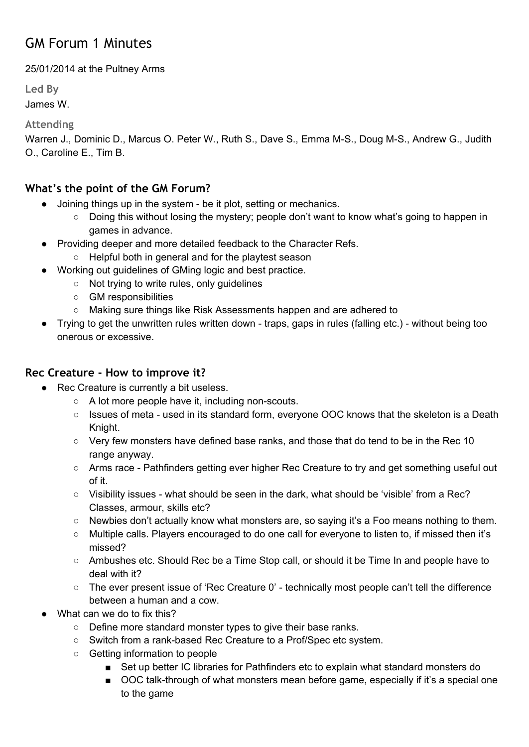# GM Forum 1 Minutes

25/01/2014 at the Pultney Arms

**Led By**

James W.

**Attending**

Warren J., Dominic D., Marcus O. Peter W., Ruth S., Dave S., Emma M-S., Doug M-S., Andrew G., Judith O., Caroline E., Tim B.

## What's the point of the GM Forum?

- Joining things up in the system - be it plot, setting or mechanics.
  - Doing this without losing the mystery; people don't want to know what's going to happen in games in advance.
- Providing deeper and more detailed feedback to the Character Refs.
  - Helpful both in general and for the playtest season
- Working out guidelines of GMing logic and best practice.
  - Not trying to write rules, only guidelines
  - GM responsibilities
  - Making sure things like Risk Assessments happen and are adhered to
- Trying to get the unwritten rules written down - traps, gaps in rules (falling etc.) - without being too onerous or excessive.

## Rec Creature - How to improve it?

- Rec Creature is currently a bit useless.
  - A lot more people have it, including non-scouts.
  - Issues of meta - used in its standard form, everyone OOC knows that the skeleton is a Death Knight.
  - Very few monsters have defined base ranks, and those that do tend to be in the Rec 10 range anyway.
  - Arms race - Pathfinders getting ever higher Rec Creature to try and get something useful out of it.
  - Visibility issues - what should be seen in the dark, what should be 'visible' from a Rec? Classes, armour, skills etc?
  - Newbies don't actually know what monsters are, so saying it's a Foo means nothing to them.
  - Multiple calls. Players encouraged to do one call for everyone to listen to, if missed then it's missed?
  - Ambushes etc. Should Rec be a Time Stop call, or should it be Time In and people have to deal with it?
  - The ever present issue of 'Rec Creature 0' - technically most people can't tell the difference between a human and a cow.
- What can we do to fix this?
  - Define more standard monster types to give their base ranks.
  - Switch from a rank-based Rec Creature to a Prof/Spec etc system.
  - Getting information to people
    - Set up better IC libraries for Pathfinders etc to explain what standard monsters do
    - OOC talk-through of what monsters mean before game, especially if it's a special one to the game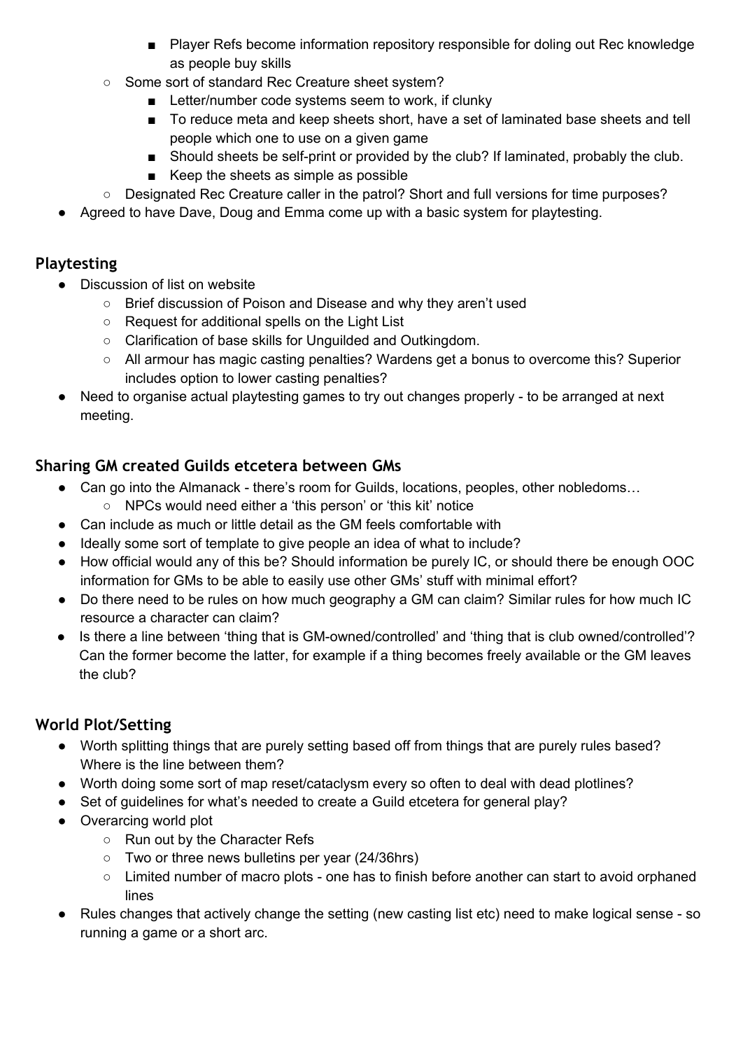- Player Refs become information repository responsible for doling out Rec knowledge as people buy skills
    - Some sort of standard Rec Creature sheet system?
        - Letter/number code systems seem to work, if clunky
        - To reduce meta and keep sheets short, have a set of laminated base sheets and tell people which one to use on a given game
        - Should sheets be self-print or provided by the club? If laminated, probably the club.
        - Keep the sheets as simple as possible
    - Designated Rec Creature caller in the patrol? Short and full versions for time purposes?
- Agreed to have Dave, Doug and Emma come up with a basic system for playtesting.

## Playtesting

- Discussion of list on website
    - Brief discussion of Poison and Disease and why they aren't used
    - Request for additional spells on the Light List
    - Clarification of base skills for Unguilded and Outkingdom.
    - All armour has magic casting penalties? Wardens get a bonus to overcome this? Superior includes option to lower casting penalties?
- Need to organise actual playtesting games to try out changes properly - to be arranged at next meeting.

## Sharing GM created Guilds etcetera between GMs

- Can go into the Almanack - there's room for Guilds, locations, peoples, other nobledoms…
    - NPCs would need either a 'this person' or 'this kit' notice
- Can include as much or little detail as the GM feels comfortable with
- Ideally some sort of template to give people an idea of what to include?
- How official would any of this be? Should information be purely IC, or should there be enough OOC information for GMs to be able to easily use other GMs' stuff with minimal effort?
- Do there need to be rules on how much geography a GM can claim? Similar rules for how much IC resource a character can claim?
- Is there a line between 'thing that is GM-owned/controlled' and 'thing that is club owned/controlled'? Can the former become the latter, for example if a thing becomes freely available or the GM leaves the club?

## World Plot/Setting

- Worth splitting things that are purely setting based off from things that are purely rules based? Where is the line between them?
- Worth doing some sort of map reset/cataclysm every so often to deal with dead plotlines?
- Set of guidelines for what's needed to create a Guild etcetera for general play?
- Overarcing world plot
    - Run out by the Character Refs
    - Two or three news bulletins per year (24/36hrs)
    - Limited number of macro plots - one has to finish before another can start to avoid orphaned lines
- Rules changes that actively change the setting (new casting list etc) need to make logical sense - so running a game or a short arc.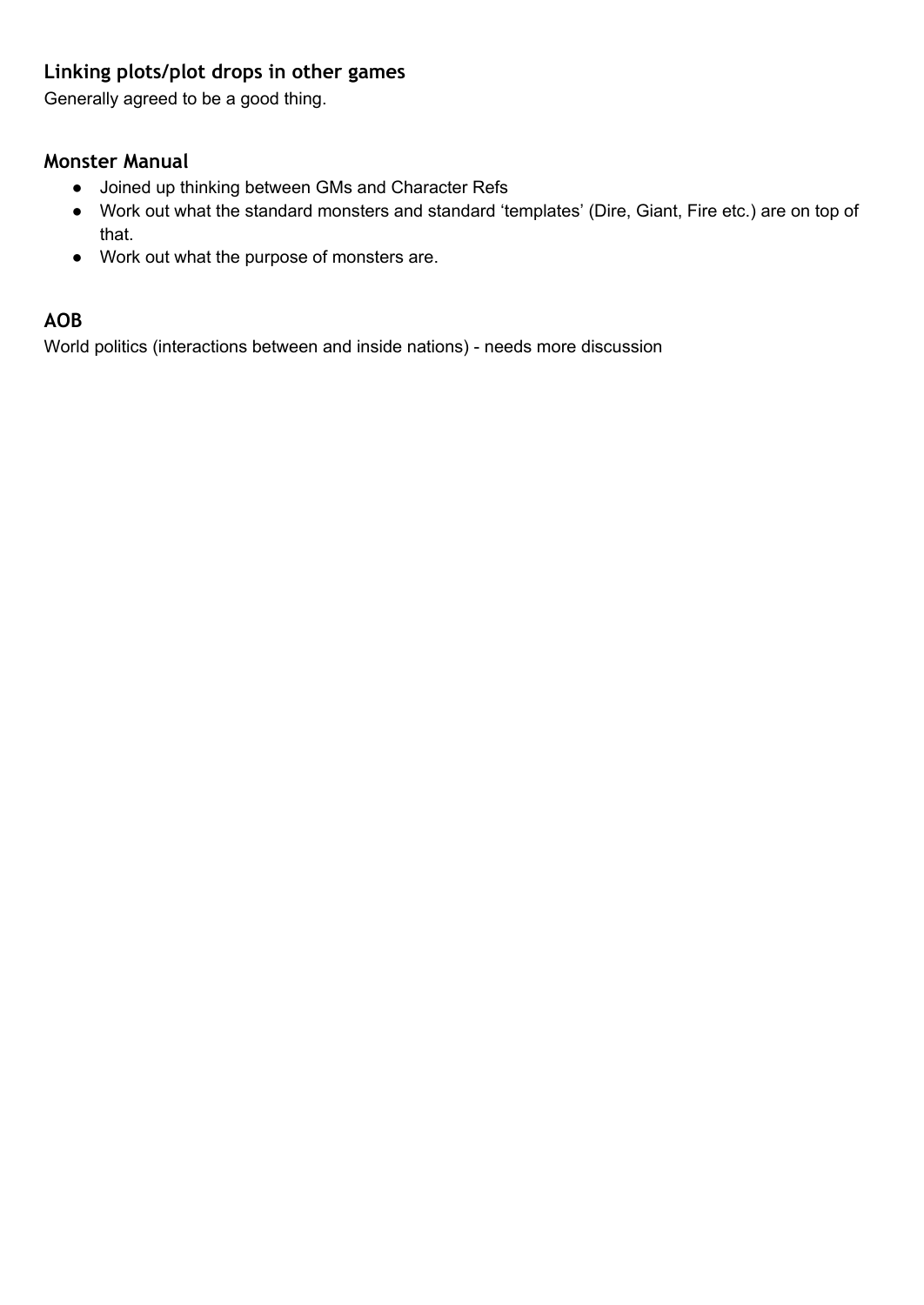### Linking plots/plot drops in other games

Generally agreed to be a good thing.

### Monster Manual

- Joined up thinking between GMs and Character Refs
- Work out what the standard monsters and standard 'templates' (Dire, Giant, Fire etc.) are on top of that.
- Work out what the purpose of monsters are.

### AOB

World politics (interactions between and inside nations) - needs more discussion